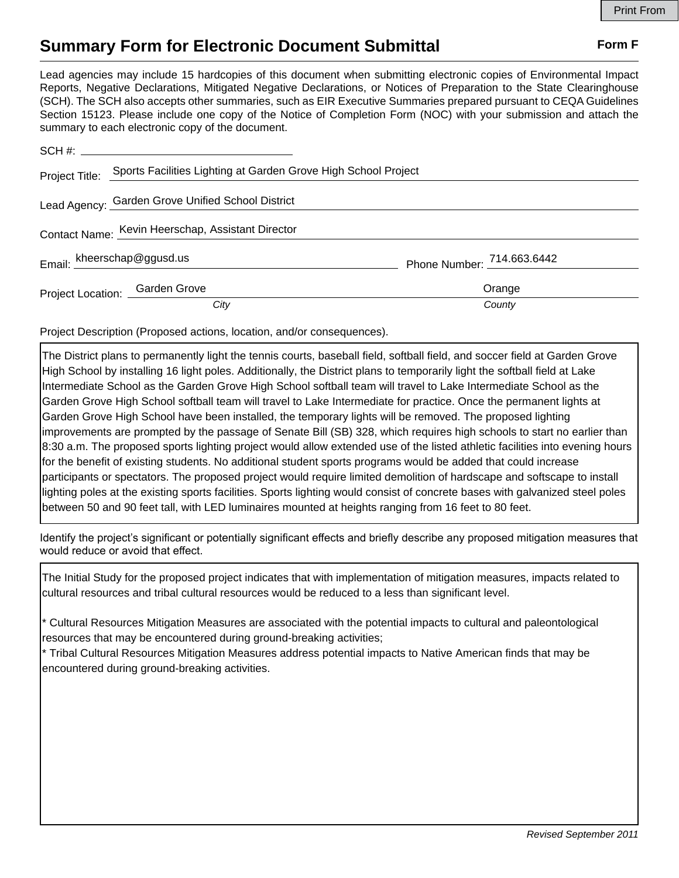Print From

# Summary Form for Electronic Document Submittal

**Form F**

Lead agencies may include 15 hardcopies of this document when submitting electronic copies of Environmental Impact Reports, Negative Declarations, Mitigated Negative Declarations, or Notices of Preparation to the State Clearinghouse (SCH). The SCH also accepts other summaries, such as EIR Executive Summaries prepared pursuant to CEQA Guidelines Section 15123. Please include one copy of the Notice of Completion Form (NOC) with your submission and attach the summary to each electronic copy of the document.

SCH #: ____________________

Project Title: Sports Facilities Lighting at Garden Grove High School Project

Lead Agency: Garden Grove Unified School District

Contact Name: Kevin Heerschap, Assistant Director

Email: kheerschap@ggusd.us

Phone Number: 714.663.6442

Project Location: Garden Grove (*City*), Orange (*County*)

Project Description (Proposed actions, location, and/or consequences).

The District plans to permanently light the tennis courts, baseball field, softball field, and soccer field at Garden Grove High School by installing 16 light poles. Additionally, the District plans to temporarily light the softball field at Lake Intermediate School as the Garden Grove High School softball team will travel to Lake Intermediate School as the Garden Grove High School softball team will travel to Lake Intermediate for practice. Once the permanent lights at Garden Grove High School have been installed, the temporary lights will be removed. The proposed lighting improvements are prompted by the passage of Senate Bill (SB) 328, which requires high schools to start no earlier than 8:30 a.m. The proposed sports lighting project would allow extended use of the listed athletic facilities into evening hours for the benefit of existing students. No additional student sports programs would be added that could increase participants or spectators. The proposed project would require limited demolition of hardscape and softscape to install lighting poles at the existing sports facilities. Sports lighting would consist of concrete bases with galvanized steel poles between 50 and 90 feet tall, with LED luminaires mounted at heights ranging from 16 feet to 80 feet.

Identify the project's significant or potentially significant effects and briefly describe any proposed mitigation measures that would reduce or avoid that effect.

The Initial Study for the proposed project indicates that with implementation of mitigation measures, impacts related to cultural resources and tribal cultural resources would be reduced to a less than significant level.

* Cultural Resources Mitigation Measures are associated with the potential impacts to cultural and paleontological resources that may be encountered during ground-breaking activities;
* Tribal Cultural Resources Mitigation Measures address potential impacts to Native American finds that may be encountered during ground-breaking activities.

*Revised September 2011*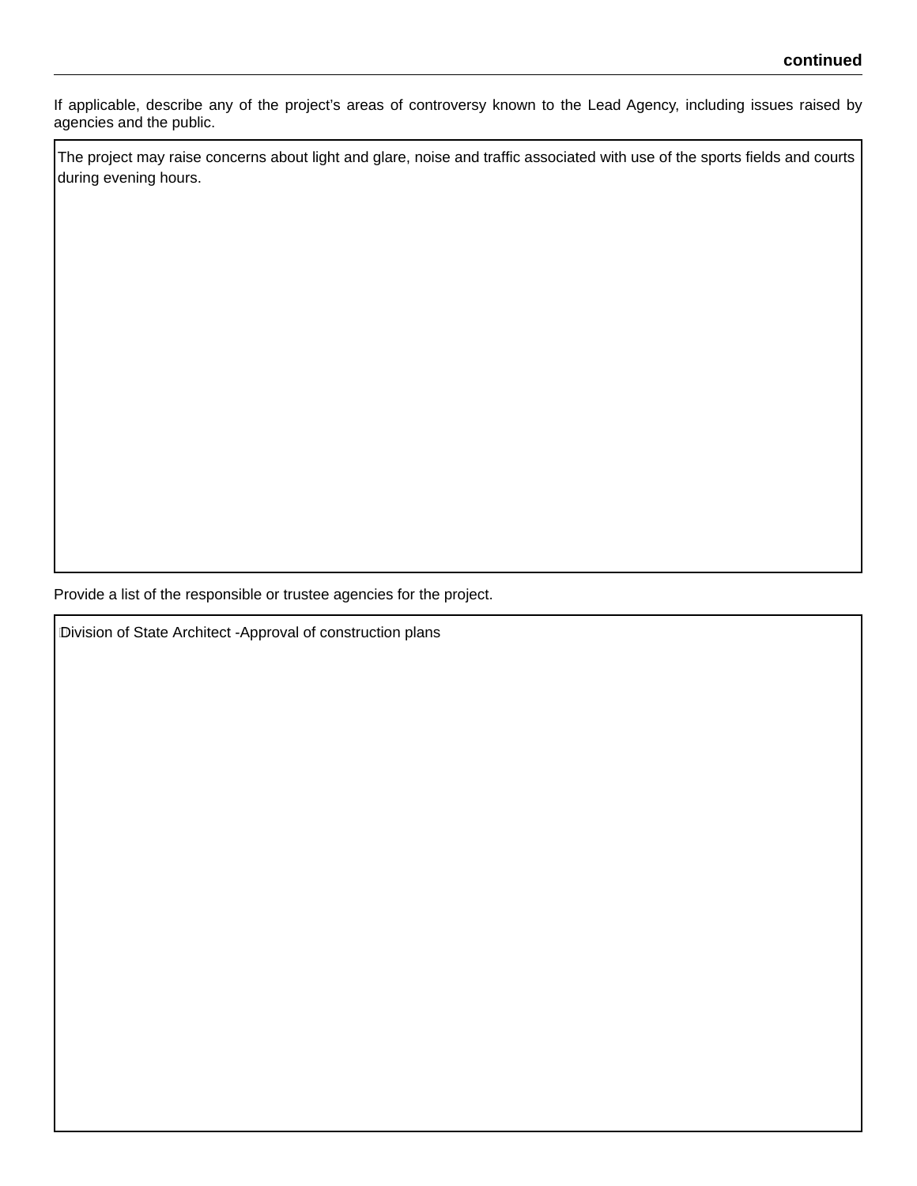**continued**

If applicable, describe any of the project's areas of controversy known to the Lead Agency, including issues raised by agencies and the public.

The project may raise concerns about light and glare, noise and traffic associated with use of the sports fields and courts during evening hours.

Provide a list of the responsible or trustee agencies for the project.

Division of State Architect -Approval of construction plans